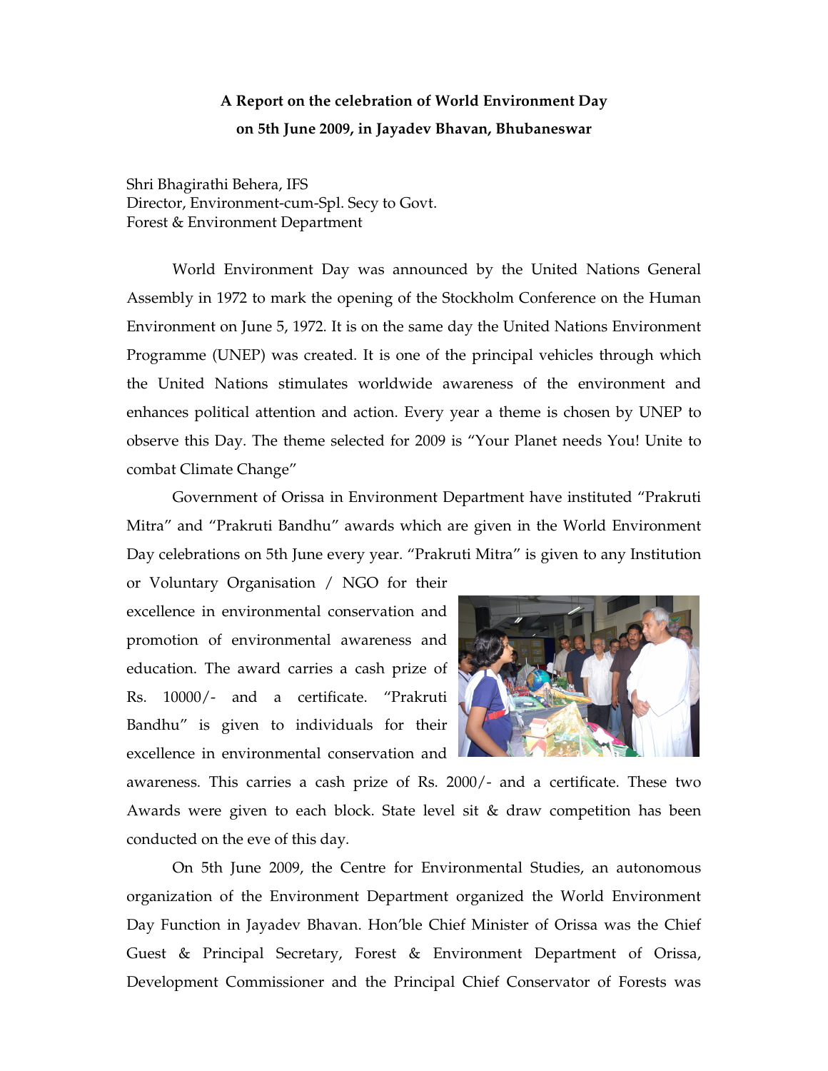**A Report on the celebration of World Environment Day on 5th June 2009, in Jayadev Bhavan, Bhubaneswar**

Shri Bhagirathi Behera, IFS
Director, Environment-cum-Spl. Secy to Govt.
Forest & Environment Department

World Environment Day was announced by the United Nations General Assembly in 1972 to mark the opening of the Stockholm Conference on the Human Environment on June 5, 1972. It is on the same day the United Nations Environment Programme (UNEP) was created. It is one of the principal vehicles through which the United Nations stimulates worldwide awareness of the environment and enhances political attention and action. Every year a theme is chosen by UNEP to observe this Day. The theme selected for 2009 is "Your Planet needs You! Unite to combat Climate Change"

Government of Orissa in Environment Department have instituted "Prakruti Mitra" and "Prakruti Bandhu" awards which are given in the World Environment Day celebrations on 5th June every year. "Prakruti Mitra" is given to any Institution or Voluntary Organisation / NGO for their excellence in environmental conservation and promotion of environmental awareness and education. The award carries a cash prize of Rs. 10000/- and a certificate. "Prakruti Bandhu" is given to individuals for their excellence in environmental conservation and awareness. This carries a cash prize of Rs. 2000/- and a certificate. These two Awards were given to each block. State level sit & draw competition has been conducted on the eve of this day.

On 5th June 2009, the Centre for Environmental Studies, an autonomous organization of the Environment Department organized the World Environment Day Function in Jayadev Bhavan. Hon'ble Chief Minister of Orissa was the Chief Guest & Principal Secretary, Forest & Environment Department of Orissa, Development Commissioner and the Principal Chief Conservator of Forests was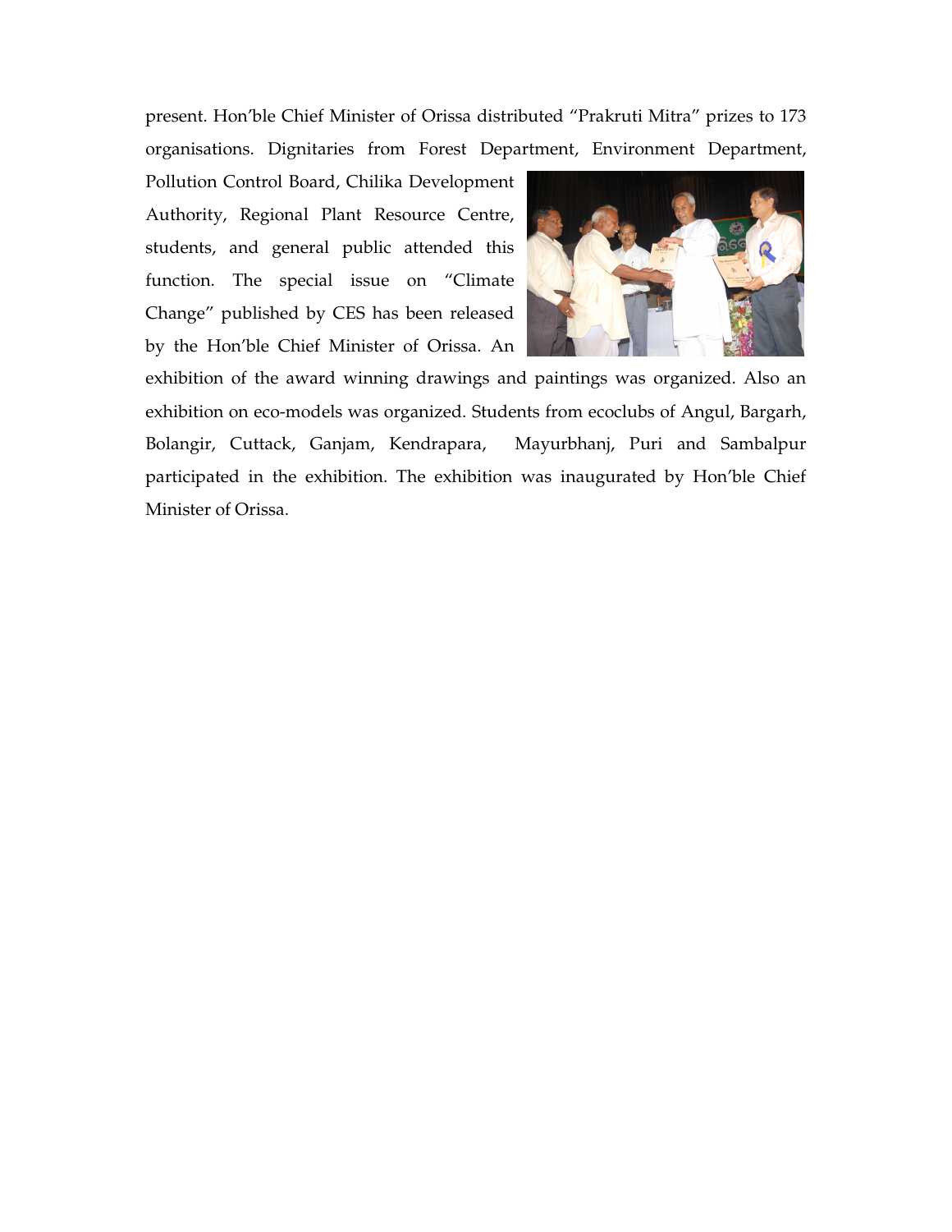present. Hon'ble Chief Minister of Orissa distributed "Prakruti Mitra" prizes to 173 organisations. Dignitaries from Forest Department, Environment Department, Pollution Control Board, Chilika Development Authority, Regional Plant Resource Centre, students, and general public attended this function. The special issue on "Climate Change" published by CES has been released by the Hon'ble Chief Minister of Orissa. An exhibition of the award winning drawings and paintings was organized. Also an exhibition on eco-models was organized. Students from ecoclubs of Angul, Bargarh, Bolangir, Cuttack, Ganjam, Kendrapara, Mayurbhanj, Puri and Sambalpur participated in the exhibition. The exhibition was inaugurated by Hon'ble Chief Minister of Orissa.